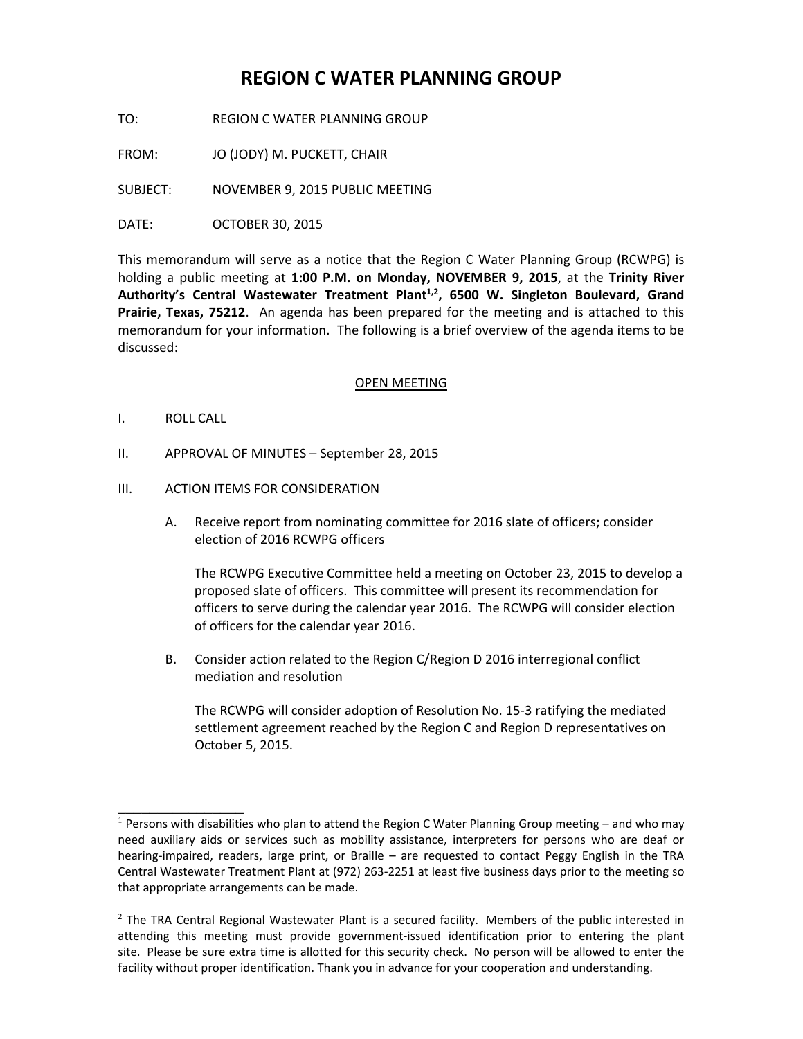# REGION C WATER PLANNING GROUP

TO: REGION C WATER PLANNING GROUP

FROM: JO (JODY) M. PUCKETT, CHAIR

SUBJECT: NOVEMBER 9, 2015 PUBLIC MEETING

DATE: OCTOBER 30, 2015

This memorandum will serve as a notice that the Region C Water Planning Group (RCWPG) is holding a public meeting at **1:00 P.M. on Monday, NOVEMBER 9, 2015**, at the **Trinity River Authority's Central Wastewater Treatment Plant[1,2], 6500 W. Singleton Boulevard, Grand Prairie, Texas, 75212**. An agenda has been prepared for the meeting and is attached to this memorandum for your information. The following is a brief overview of the agenda items to be discussed:

<u>OPEN MEETING</u>

I. ROLL CALL

II. APPROVAL OF MINUTES – September 28, 2015

III. ACTION ITEMS FOR CONSIDERATION

A. Receive report from nominating committee for 2016 slate of officers; consider election of 2016 RCWPG officers

The RCWPG Executive Committee held a meeting on October 23, 2015 to develop a proposed slate of officers. This committee will present its recommendation for officers to serve during the calendar year 2016. The RCWPG will consider election of officers for the calendar year 2016.

B. Consider action related to the Region C/Region D 2016 interregional conflict mediation and resolution

The RCWPG will consider adoption of Resolution No. 15-3 ratifying the mediated settlement agreement reached by the Region C and Region D representatives on October 5, 2015.

---

[1] Persons with disabilities who plan to attend the Region C Water Planning Group meeting – and who may need auxiliary aids or services such as mobility assistance, interpreters for persons who are deaf or hearing-impaired, readers, large print, or Braille – are requested to contact Peggy English in the TRA Central Wastewater Treatment Plant at (972) 263-2251 at least five business days prior to the meeting so that appropriate arrangements can be made.

[2] The TRA Central Regional Wastewater Plant is a secured facility. Members of the public interested in attending this meeting must provide government-issued identification prior to entering the plant site. Please be sure extra time is allotted for this security check. No person will be allowed to enter the facility without proper identification. Thank you in advance for your cooperation and understanding.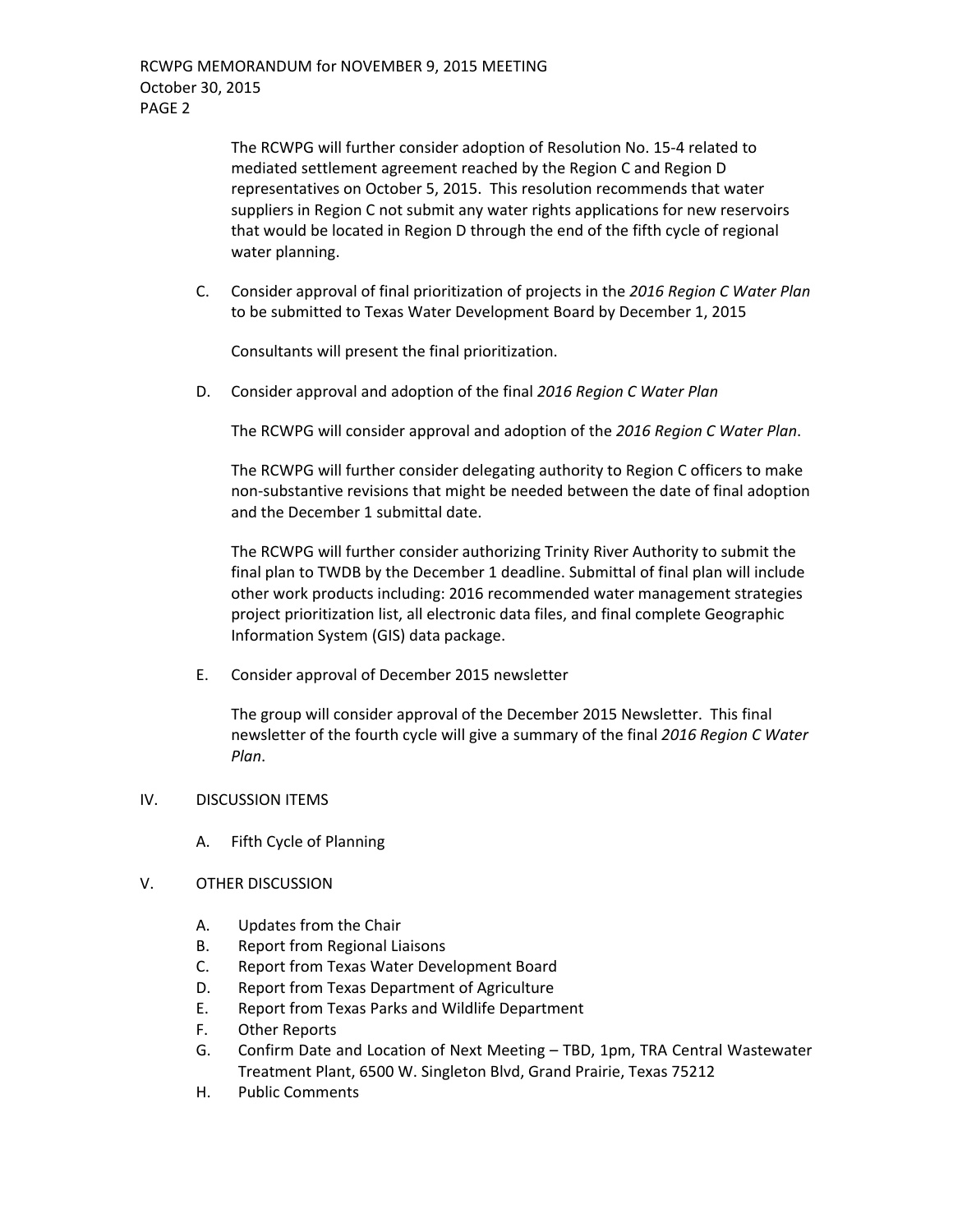The RCWPG will further consider adoption of Resolution No. 15-4 related to mediated settlement agreement reached by the Region C and Region D representatives on October 5, 2015. This resolution recommends that water suppliers in Region C not submit any water rights applications for new reservoirs that would be located in Region D through the end of the fifth cycle of regional water planning.

C. Consider approval of final prioritization of projects in the *2016 Region C Water Plan* to be submitted to Texas Water Development Board by December 1, 2015

   Consultants will present the final prioritization.

D. Consider approval and adoption of the final *2016 Region C Water Plan*

   The RCWPG will consider approval and adoption of the *2016 Region C Water Plan*.

   The RCWPG will further consider delegating authority to Region C officers to make non-substantive revisions that might be needed between the date of final adoption and the December 1 submittal date.

   The RCWPG will further consider authorizing Trinity River Authority to submit the final plan to TWDB by the December 1 deadline. Submittal of final plan will include other work products including: 2016 recommended water management strategies project prioritization list, all electronic data files, and final complete Geographic Information System (GIS) data package.

E. Consider approval of December 2015 newsletter

   The group will consider approval of the December 2015 Newsletter. This final newsletter of the fourth cycle will give a summary of the final *2016 Region C Water Plan*.

IV. DISCUSSION ITEMS

   A. Fifth Cycle of Planning

V. OTHER DISCUSSION

   A. Updates from the Chair
   B. Report from Regional Liaisons
   C. Report from Texas Water Development Board
   D. Report from Texas Department of Agriculture
   E. Report from Texas Parks and Wildlife Department
   F. Other Reports
   G. Confirm Date and Location of Next Meeting – TBD, 1pm, TRA Central Wastewater Treatment Plant, 6500 W. Singleton Blvd, Grand Prairie, Texas 75212
   H. Public Comments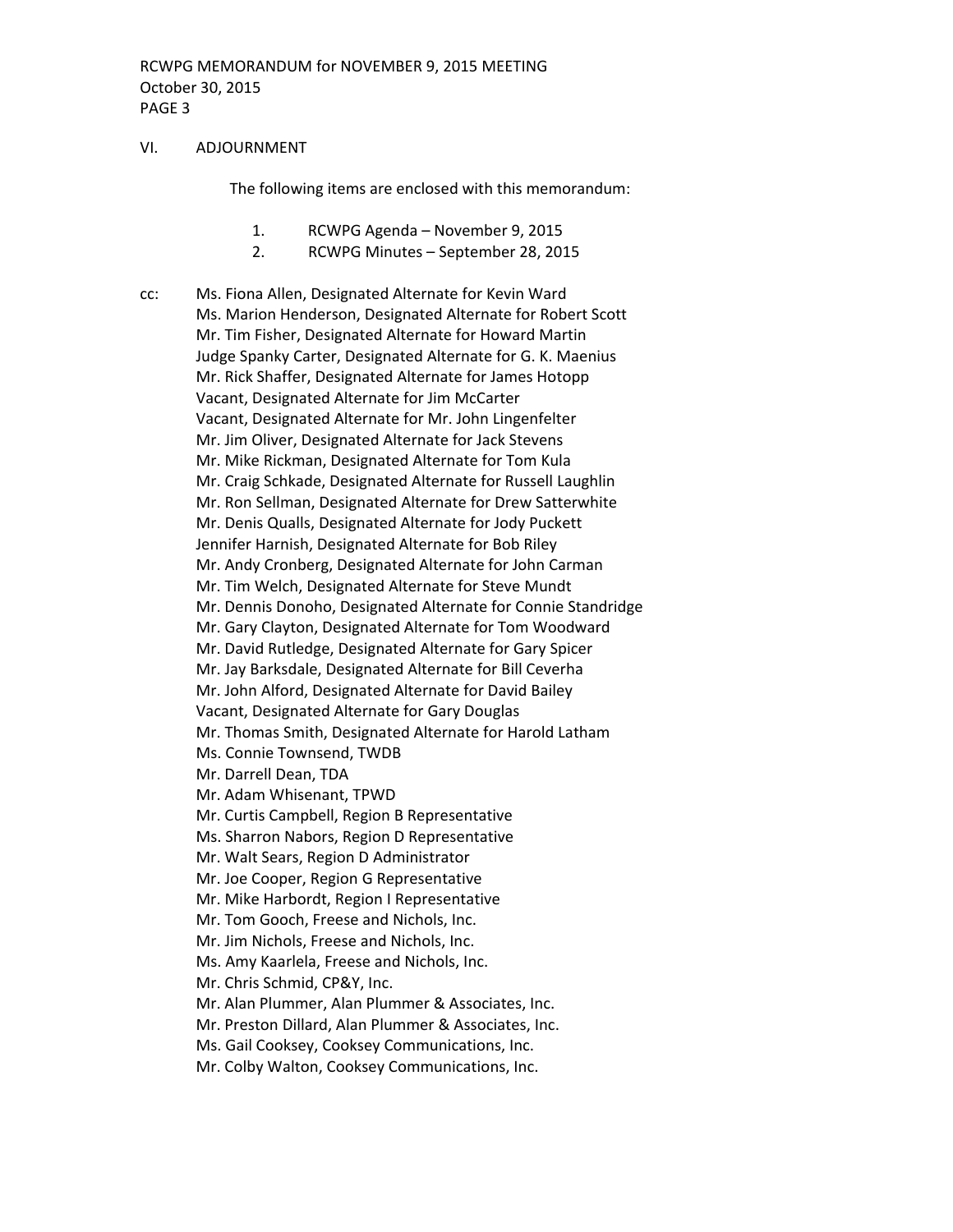## VI. ADJOURNMENT

The following items are enclosed with this memorandum:

1. RCWPG Agenda – November 9, 2015
2. RCWPG Minutes – September 28, 2015

cc:
Ms. Fiona Allen, Designated Alternate for Kevin Ward
Ms. Marion Henderson, Designated Alternate for Robert Scott
Mr. Tim Fisher, Designated Alternate for Howard Martin
Judge Spanky Carter, Designated Alternate for G. K. Maenius
Mr. Rick Shaffer, Designated Alternate for James Hotopp
Vacant, Designated Alternate for Jim McCarter
Vacant, Designated Alternate for Mr. John Lingenfelter
Mr. Jim Oliver, Designated Alternate for Jack Stevens
Mr. Mike Rickman, Designated Alternate for Tom Kula
Mr. Craig Schkade, Designated Alternate for Russell Laughlin
Mr. Ron Sellman, Designated Alternate for Drew Satterwhite
Mr. Denis Qualls, Designated Alternate for Jody Puckett
Jennifer Harnish, Designated Alternate for Bob Riley
Mr. Andy Cronberg, Designated Alternate for John Carman
Mr. Tim Welch, Designated Alternate for Steve Mundt
Mr. Dennis Donoho, Designated Alternate for Connie Standridge
Mr. Gary Clayton, Designated Alternate for Tom Woodward
Mr. David Rutledge, Designated Alternate for Gary Spicer
Mr. Jay Barksdale, Designated Alternate for Bill Ceverha
Mr. John Alford, Designated Alternate for David Bailey
Vacant, Designated Alternate for Gary Douglas
Mr. Thomas Smith, Designated Alternate for Harold Latham
Ms. Connie Townsend, TWDB
Mr. Darrell Dean, TDA
Mr. Adam Whisenant, TPWD
Mr. Curtis Campbell, Region B Representative
Ms. Sharron Nabors, Region D Representative
Mr. Walt Sears, Region D Administrator
Mr. Joe Cooper, Region G Representative
Mr. Mike Harbordt, Region I Representative
Mr. Tom Gooch, Freese and Nichols, Inc.
Mr. Jim Nichols, Freese and Nichols, Inc.
Ms. Amy Kaarlela, Freese and Nichols, Inc.
Mr. Chris Schmid, CP&Y, Inc.
Mr. Alan Plummer, Alan Plummer & Associates, Inc.
Mr. Preston Dillard, Alan Plummer & Associates, Inc.
Ms. Gail Cooksey, Cooksey Communications, Inc.
Mr. Colby Walton, Cooksey Communications, Inc.